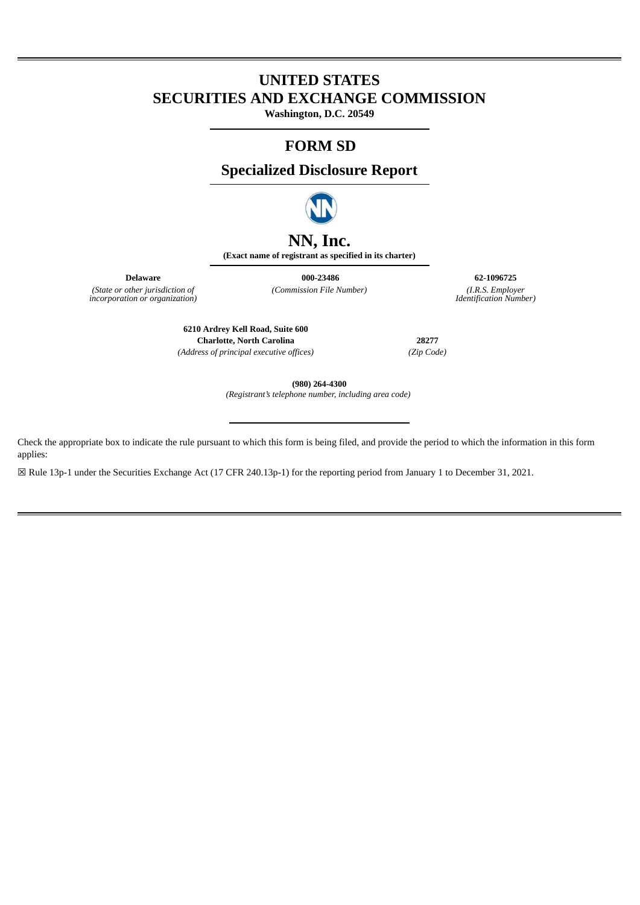# UNITED STATES
# SECURITIES AND EXCHANGE COMMISSION

**Washington, D.C. 20549**

## FORM SD

## Specialized Disclosure Report

# NN, Inc.

**(Exact name of registrant as specified in its charter)**

| **Delaware** | **000-23486** | **62-1096725** |
|---|---|---|
| *(State or other jurisdiction of incorporation or organization)* | *(Commission File Number)* | *(I.R.S. Employer Identification Number)* |

| **6210 Ardrey Kell Road, Suite 600**<br>**Charlotte, North Carolina** | **28277** |
|---|---|
| *(Address of principal executive offices)* | *(Zip Code)* |

**(980) 264-4300**

*(Registrant's telephone number, including area code)*

Check the appropriate box to indicate the rule pursuant to which this form is being filed, and provide the period to which the information in this form applies:

☒ Rule 13p-1 under the Securities Exchange Act (17 CFR 240.13p-1) for the reporting period from January 1 to December 31, 2021.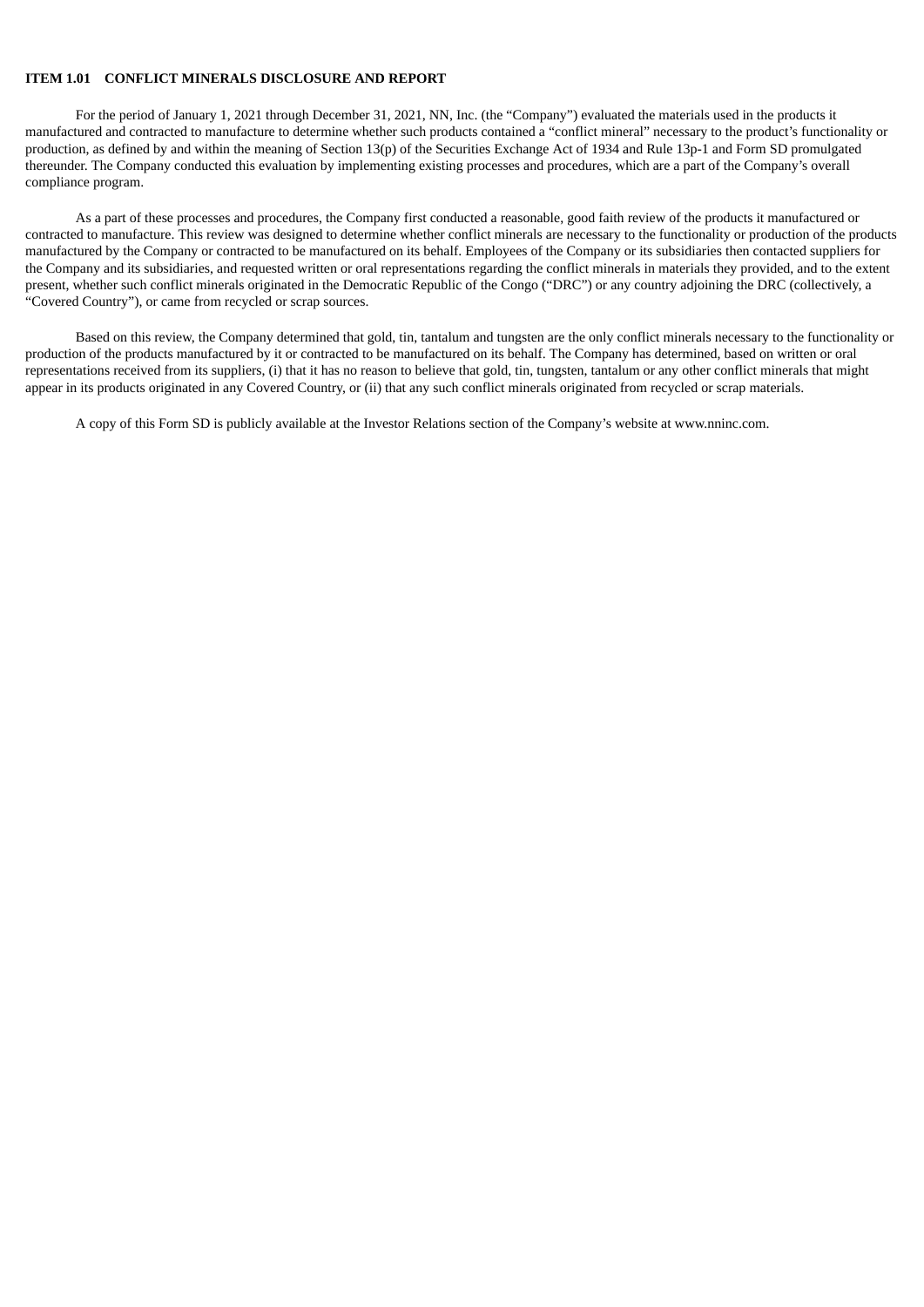**ITEM 1.01 CONFLICT MINERALS DISCLOSURE AND REPORT**

For the period of January 1, 2021 through December 31, 2021, NN, Inc. (the "Company") evaluated the materials used in the products it manufactured and contracted to manufacture to determine whether such products contained a "conflict mineral" necessary to the product's functionality or production, as defined by and within the meaning of Section 13(p) of the Securities Exchange Act of 1934 and Rule 13p-1 and Form SD promulgated thereunder. The Company conducted this evaluation by implementing existing processes and procedures, which are a part of the Company's overall compliance program.

As a part of these processes and procedures, the Company first conducted a reasonable, good faith review of the products it manufactured or contracted to manufacture. This review was designed to determine whether conflict minerals are necessary to the functionality or production of the products manufactured by the Company or contracted to be manufactured on its behalf. Employees of the Company or its subsidiaries then contacted suppliers for the Company and its subsidiaries, and requested written or oral representations regarding the conflict minerals in materials they provided, and to the extent present, whether such conflict minerals originated in the Democratic Republic of the Congo ("DRC") or any country adjoining the DRC (collectively, a "Covered Country"), or came from recycled or scrap sources.

Based on this review, the Company determined that gold, tin, tantalum and tungsten are the only conflict minerals necessary to the functionality or production of the products manufactured by it or contracted to be manufactured on its behalf. The Company has determined, based on written or oral representations received from its suppliers, (i) that it has no reason to believe that gold, tin, tungsten, tantalum or any other conflict minerals that might appear in its products originated in any Covered Country, or (ii) that any such conflict minerals originated from recycled or scrap materials.

A copy of this Form SD is publicly available at the Investor Relations section of the Company's website at www.nninc.com.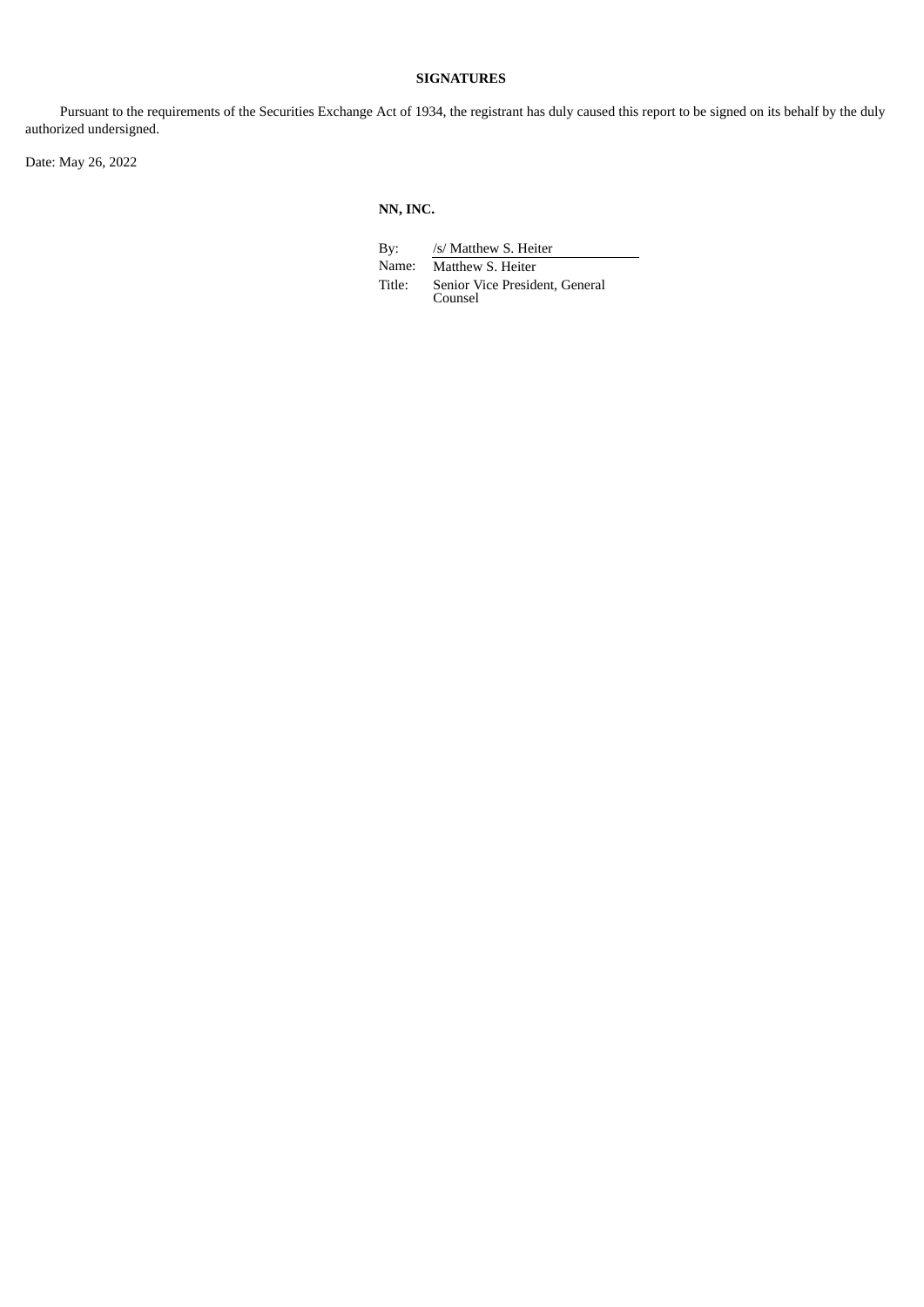**SIGNATURES**

Pursuant to the requirements of the Securities Exchange Act of 1934, the registrant has duly caused this report to be signed on its behalf by the duly authorized undersigned.

Date: May 26, 2022

**NN, INC.**

| | |
|---|---|
| By: | /s/ Matthew S. Heiter |
| Name: | Matthew S. Heiter |
| Title: | Senior Vice President, General Counsel |